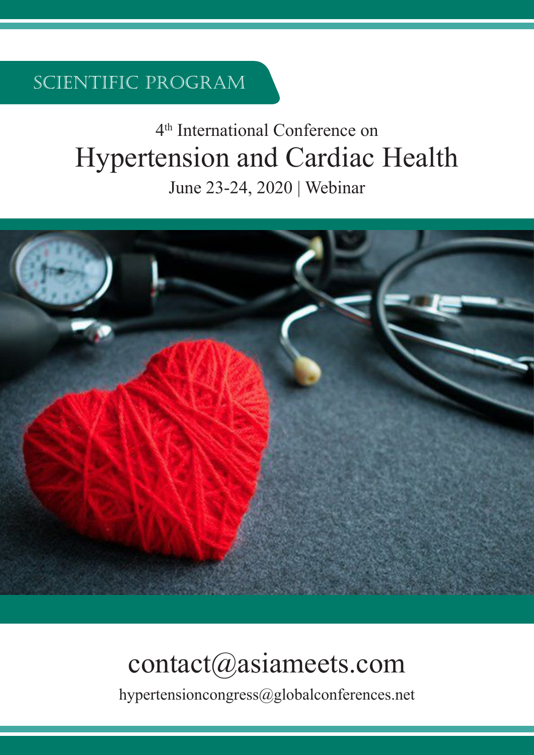SCIENTIFIC PROGRAM

4th International Conference on

# Hypertension and Cardiac Health

June 23-24, 2020 | Webinar

contact@asiameets.com

hypertensioncongress@globalconferences.net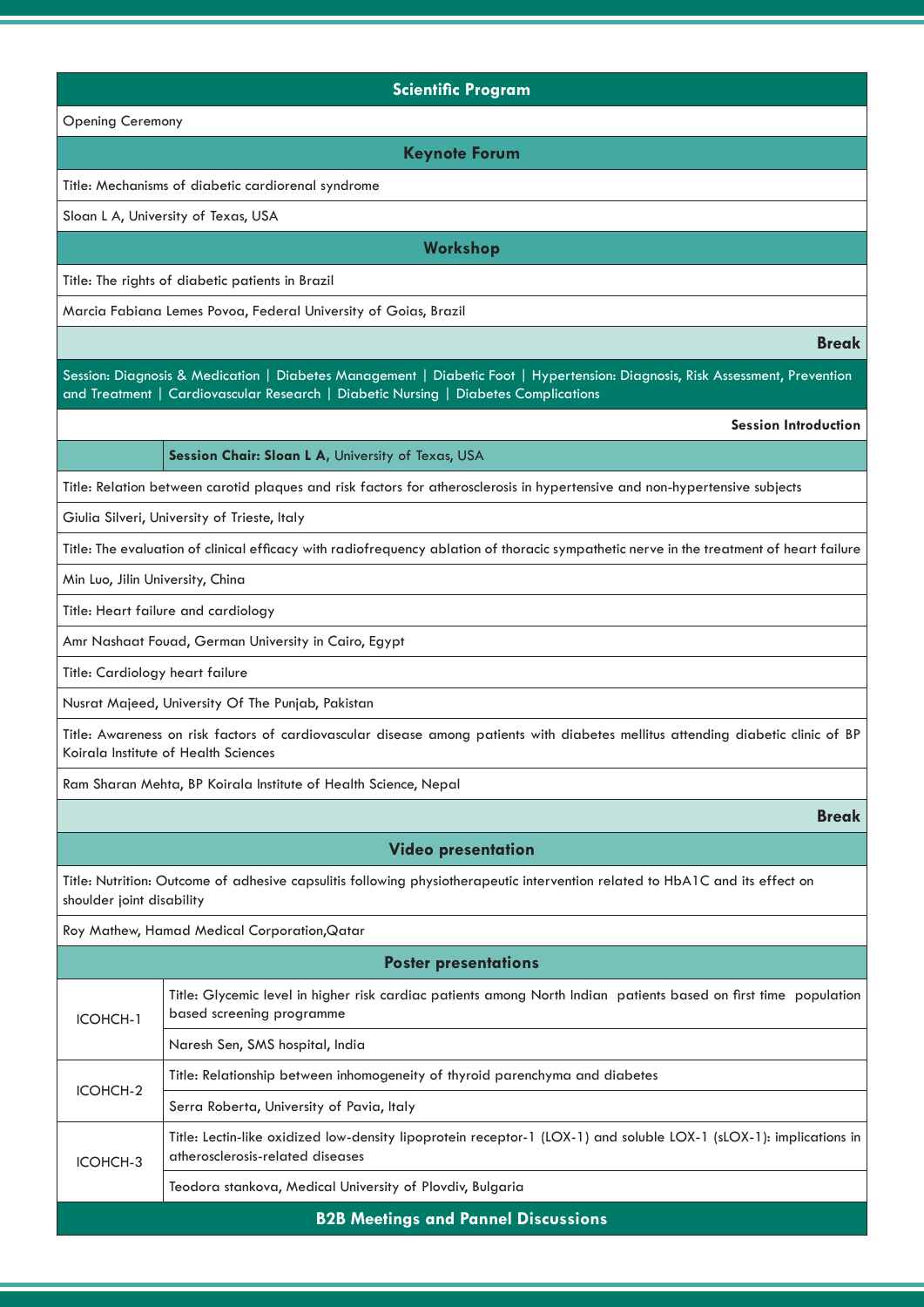## Scientific Program

Opening Ceremony

### Keynote Forum

Title: Mechanisms of diabetic cardiorenal syndrome

Sloan L A, University of Texas, USA

### Workshop

Title: The rights of diabetic patients in Brazil

Marcia Fabiana Lemes Povoa, Federal University of Goias, Brazil

**Break**

Session: Diagnosis & Medication | Diabetes Management | Diabetic Foot | Hypertension: Diagnosis, Risk Assessment, Prevention and Treatment | Cardiovascular Research | Diabetic Nursing | Diabetes Complications

**Session Introduction**

**Session Chair: Sloan L A**, University of Texas, USA

Title: Relation between carotid plaques and risk factors for atherosclerosis in hypertensive and non-hypertensive subjects

Giulia Silveri, University of Trieste, Italy

Title: The evaluation of clinical efficacy with radiofrequency ablation of thoracic sympathetic nerve in the treatment of heart failure

Min Luo, Jilin University, China

Title: Heart failure and cardiology

Amr Nashaat Fouad, German University in Cairo, Egypt

Title: Cardiology heart failure

Nusrat Majeed, University Of The Punjab, Pakistan

Title: Awareness on risk factors of cardiovascular disease among patients with diabetes mellitus attending diabetic clinic of BP Koirala Institute of Health Sciences

Ram Sharan Mehta, BP Koirala Institute of Health Science, Nepal

**Break**

### Video presentation

Title: Nutrition: Outcome of adhesive capsulitis following physiotherapeutic intervention related to HbA1C and its effect on shoulder joint disability

Roy Mathew, Hamad Medical Corporation,Qatar

### Poster presentations

| | |
|---|---|
| ICOHCH-1 | Title: Glycemic level in higher risk cardiac patients among North Indian patients based on first time population based screening programme |
| | Naresh Sen, SMS hospital, India |
| ICOHCH-2 | Title: Relationship between inhomogeneity of thyroid parenchyma and diabetes |
| | Serra Roberta, University of Pavia, Italy |
| ICOHCH-3 | Title: Lectin-like oxidized low-density lipoprotein receptor-1 (LOX-1) and soluble LOX-1 (sLOX-1): implications in atherosclerosis-related diseases |
| | Teodora stankova, Medical University of Plovdiv, Bulgaria |

### B2B Meetings and Pannel Discussions